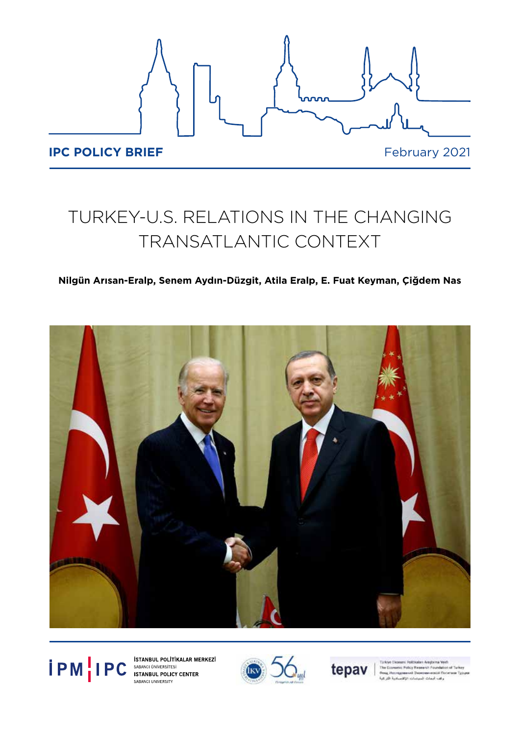**IPC POLICY BRIEF**

February 2021

# TURKEY-U.S. RELATIONS IN THE CHANGING TRANSATLANTIC CONTEXT

**Nilgün Arısan-Eralp, Senem Aydın-Düzgit, Atila Eralp, E. Fuat Keyman, Çiğdem Nas**

İSTANBUL POLİTİKALAR MERKEZİ
SABANCI ÜNİVERSİTESİ
ISTANBUL POLICY CENTER
SABANCI UNIVERSITY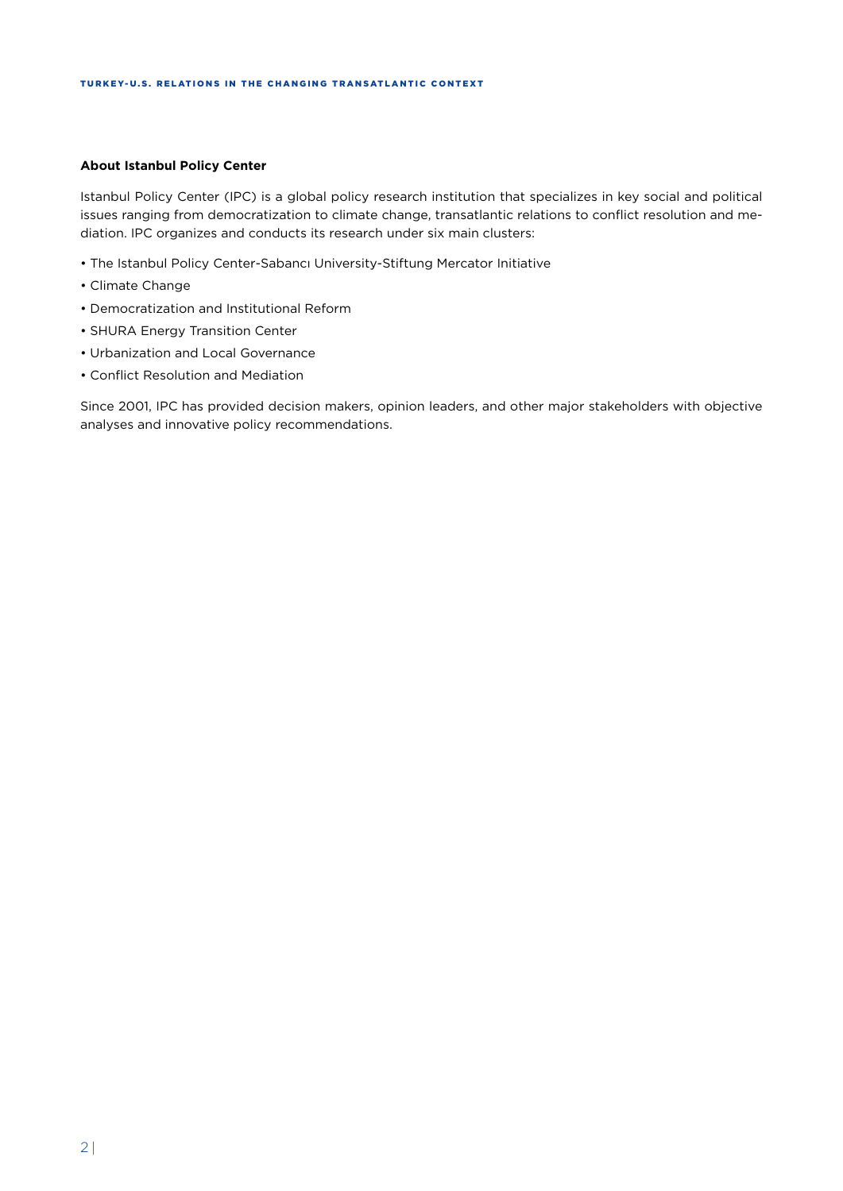**About Istanbul Policy Center**

Istanbul Policy Center (IPC) is a global policy research institution that specializes in key social and political issues ranging from democratization to climate change, transatlantic relations to conflict resolution and mediation. IPC organizes and conducts its research under six main clusters:

- The Istanbul Policy Center-Sabancı University-Stiftung Mercator Initiative
- Climate Change
- Democratization and Institutional Reform
- SHURA Energy Transition Center
- Urbanization and Local Governance
- Conflict Resolution and Mediation

Since 2001, IPC has provided decision makers, opinion leaders, and other major stakeholders with objective analyses and innovative policy recommendations.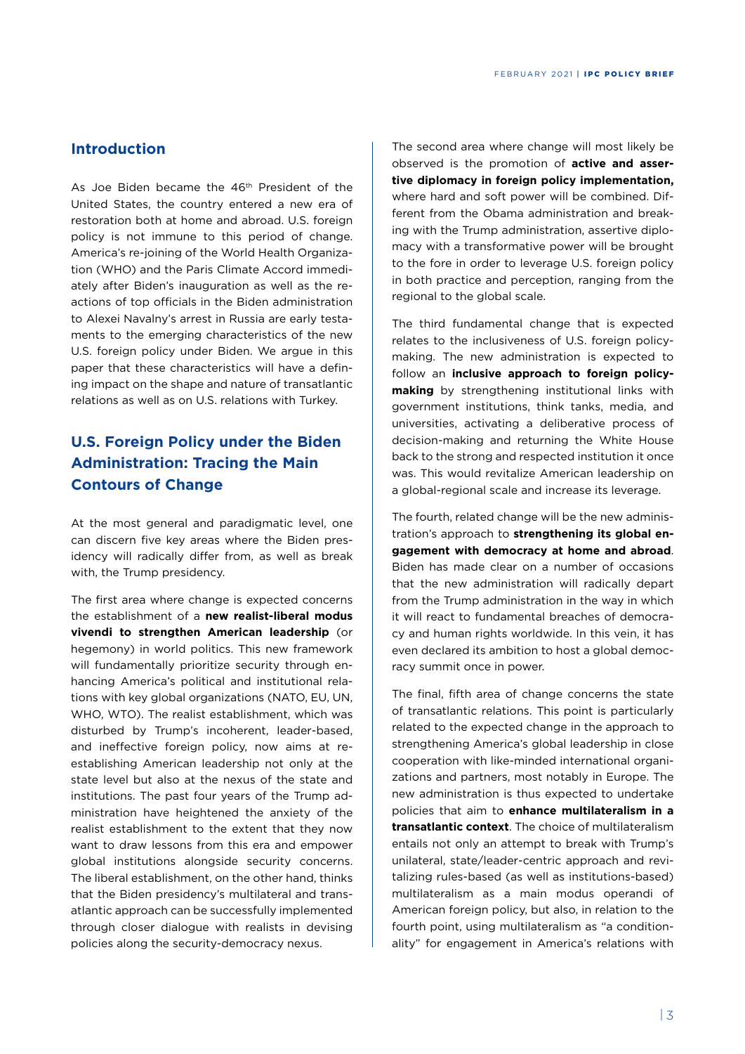## Introduction

As Joe Biden became the 46th President of the United States, the country entered a new era of restoration both at home and abroad. U.S. foreign policy is not immune to this period of change. America's re-joining of the World Health Organization (WHO) and the Paris Climate Accord immediately after Biden's inauguration as well as the reactions of top officials in the Biden administration to Alexei Navalny's arrest in Russia are early testaments to the emerging characteristics of the new U.S. foreign policy under Biden. We argue in this paper that these characteristics will have a defining impact on the shape and nature of transatlantic relations as well as on U.S. relations with Turkey.

## U.S. Foreign Policy under the Biden Administration: Tracing the Main Contours of Change

At the most general and paradigmatic level, one can discern five key areas where the Biden presidency will radically differ from, as well as break with, the Trump presidency.

The first area where change is expected concerns the establishment of a **new realist-liberal modus vivendi to strengthen American leadership** (or hegemony) in world politics. This new framework will fundamentally prioritize security through enhancing America's political and institutional relations with key global organizations (NATO, EU, UN, WHO, WTO). The realist establishment, which was disturbed by Trump's incoherent, leader-based, and ineffective foreign policy, now aims at re-establishing American leadership not only at the state level but also at the nexus of the state and institutions. The past four years of the Trump administration have heightened the anxiety of the realist establishment to the extent that they now want to draw lessons from this era and empower global institutions alongside security concerns. The liberal establishment, on the other hand, thinks that the Biden presidency's multilateral and transatlantic approach can be successfully implemented through closer dialogue with realists in devising policies along the security-democracy nexus.

The second area where change will most likely be observed is the promotion of **active and assertive diplomacy in foreign policy implementation,** where hard and soft power will be combined. Different from the Obama administration and breaking with the Trump administration, assertive diplomacy with a transformative power will be brought to the fore in order to leverage U.S. foreign policy in both practice and perception, ranging from the regional to the global scale.

The third fundamental change that is expected relates to the inclusiveness of U.S. foreign policymaking. The new administration is expected to follow an **inclusive approach to foreign policymaking** by strengthening institutional links with government institutions, think tanks, media, and universities, activating a deliberative process of decision-making and returning the White House back to the strong and respected institution it once was. This would revitalize American leadership on a global-regional scale and increase its leverage.

The fourth, related change will be the new administration's approach to **strengthening its global engagement with democracy at home and abroad**. Biden has made clear on a number of occasions that the new administration will radically depart from the Trump administration in the way in which it will react to fundamental breaches of democracy and human rights worldwide. In this vein, it has even declared its ambition to host a global democracy summit once in power.

The final, fifth area of change concerns the state of transatlantic relations. This point is particularly related to the expected change in the approach to strengthening America's global leadership in close cooperation with like-minded international organizations and partners, most notably in Europe. The new administration is thus expected to undertake policies that aim to **enhance multilateralism in a transatlantic context**. The choice of multilateralism entails not only an attempt to break with Trump's unilateral, state/leader-centric approach and revitalizing rules-based (as well as institutions-based) multilateralism as a main modus operandi of American foreign policy, but also, in relation to the fourth point, using multilateralism as "a conditionality" for engagement in America's relations with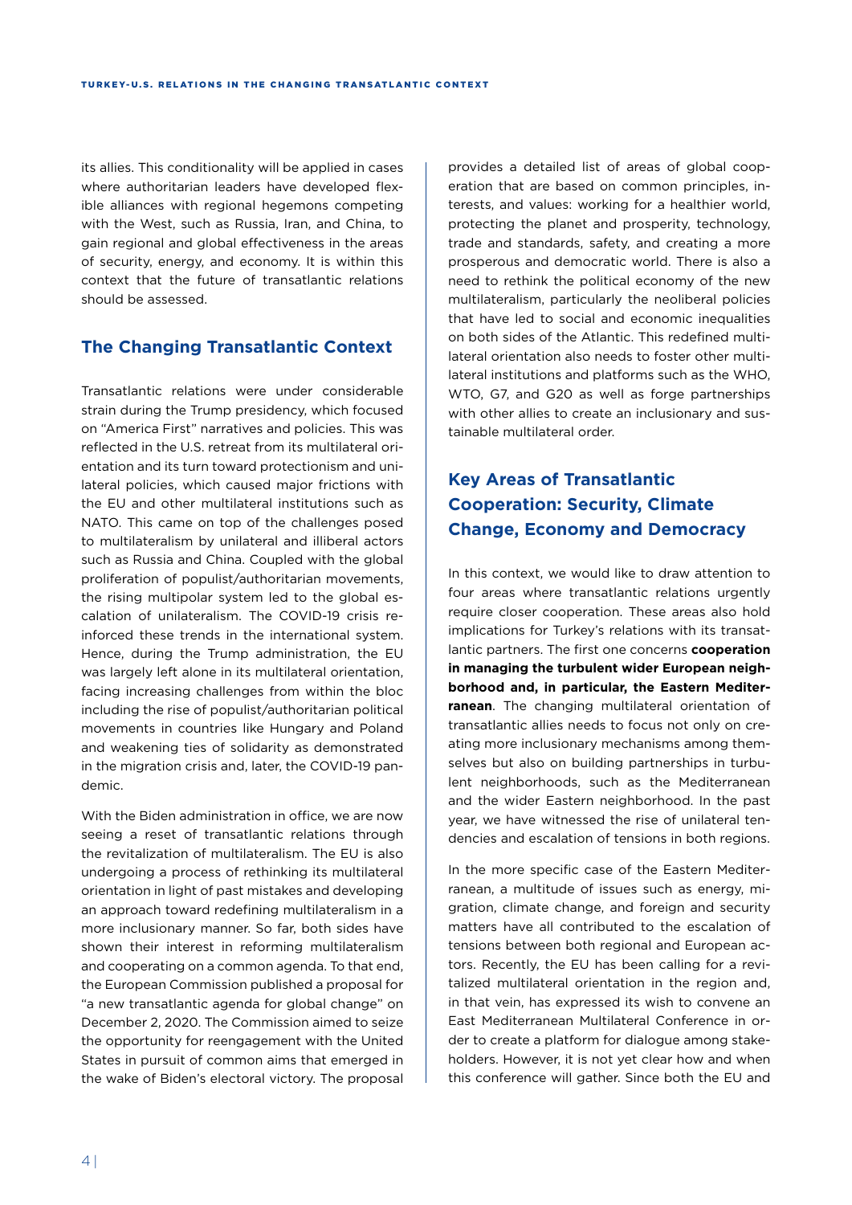its allies. This conditionality will be applied in cases where authoritarian leaders have developed flexible alliances with regional hegemons competing with the West, such as Russia, Iran, and China, to gain regional and global effectiveness in the areas of security, energy, and economy. It is within this context that the future of transatlantic relations should be assessed.

## The Changing Transatlantic Context

Transatlantic relations were under considerable strain during the Trump presidency, which focused on "America First" narratives and policies. This was reflected in the U.S. retreat from its multilateral orientation and its turn toward protectionism and unilateral policies, which caused major frictions with the EU and other multilateral institutions such as NATO. This came on top of the challenges posed to multilateralism by unilateral and illiberal actors such as Russia and China. Coupled with the global proliferation of populist/authoritarian movements, the rising multipolar system led to the global escalation of unilateralism. The COVID-19 crisis reinforced these trends in the international system. Hence, during the Trump administration, the EU was largely left alone in its multilateral orientation, facing increasing challenges from within the bloc including the rise of populist/authoritarian political movements in countries like Hungary and Poland and weakening ties of solidarity as demonstrated in the migration crisis and, later, the COVID-19 pandemic.

With the Biden administration in office, we are now seeing a reset of transatlantic relations through the revitalization of multilateralism. The EU is also undergoing a process of rethinking its multilateral orientation in light of past mistakes and developing an approach toward redefining multilateralism in a more inclusionary manner. So far, both sides have shown their interest in reforming multilateralism and cooperating on a common agenda. To that end, the European Commission published a proposal for "a new transatlantic agenda for global change" on December 2, 2020. The Commission aimed to seize the opportunity for reengagement with the United States in pursuit of common aims that emerged in the wake of Biden's electoral victory. The proposal provides a detailed list of areas of global cooperation that are based on common principles, interests, and values: working for a healthier world, protecting the planet and prosperity, technology, trade and standards, safety, and creating a more prosperous and democratic world. There is also a need to rethink the political economy of the new multilateralism, particularly the neoliberal policies that have led to social and economic inequalities on both sides of the Atlantic. This redefined multilateral orientation also needs to foster other multilateral institutions and platforms such as the WHO, WTO, G7, and G20 as well as forge partnerships with other allies to create an inclusionary and sustainable multilateral order.

## Key Areas of Transatlantic Cooperation: Security, Climate Change, Economy and Democracy

In this context, we would like to draw attention to four areas where transatlantic relations urgently require closer cooperation. These areas also hold implications for Turkey's relations with its transatlantic partners. The first one concerns **cooperation in managing the turbulent wider European neighborhood and, in particular, the Eastern Mediterranean**. The changing multilateral orientation of transatlantic allies needs to focus not only on creating more inclusionary mechanisms among themselves but also on building partnerships in turbulent neighborhoods, such as the Mediterranean and the wider Eastern neighborhood. In the past year, we have witnessed the rise of unilateral tendencies and escalation of tensions in both regions.

In the more specific case of the Eastern Mediterranean, a multitude of issues such as energy, migration, climate change, and foreign and security matters have all contributed to the escalation of tensions between both regional and European actors. Recently, the EU has been calling for a revitalized multilateral orientation in the region and, in that vein, has expressed its wish to convene an East Mediterranean Multilateral Conference in order to create a platform for dialogue among stakeholders. However, it is not yet clear how and when this conference will gather. Since both the EU and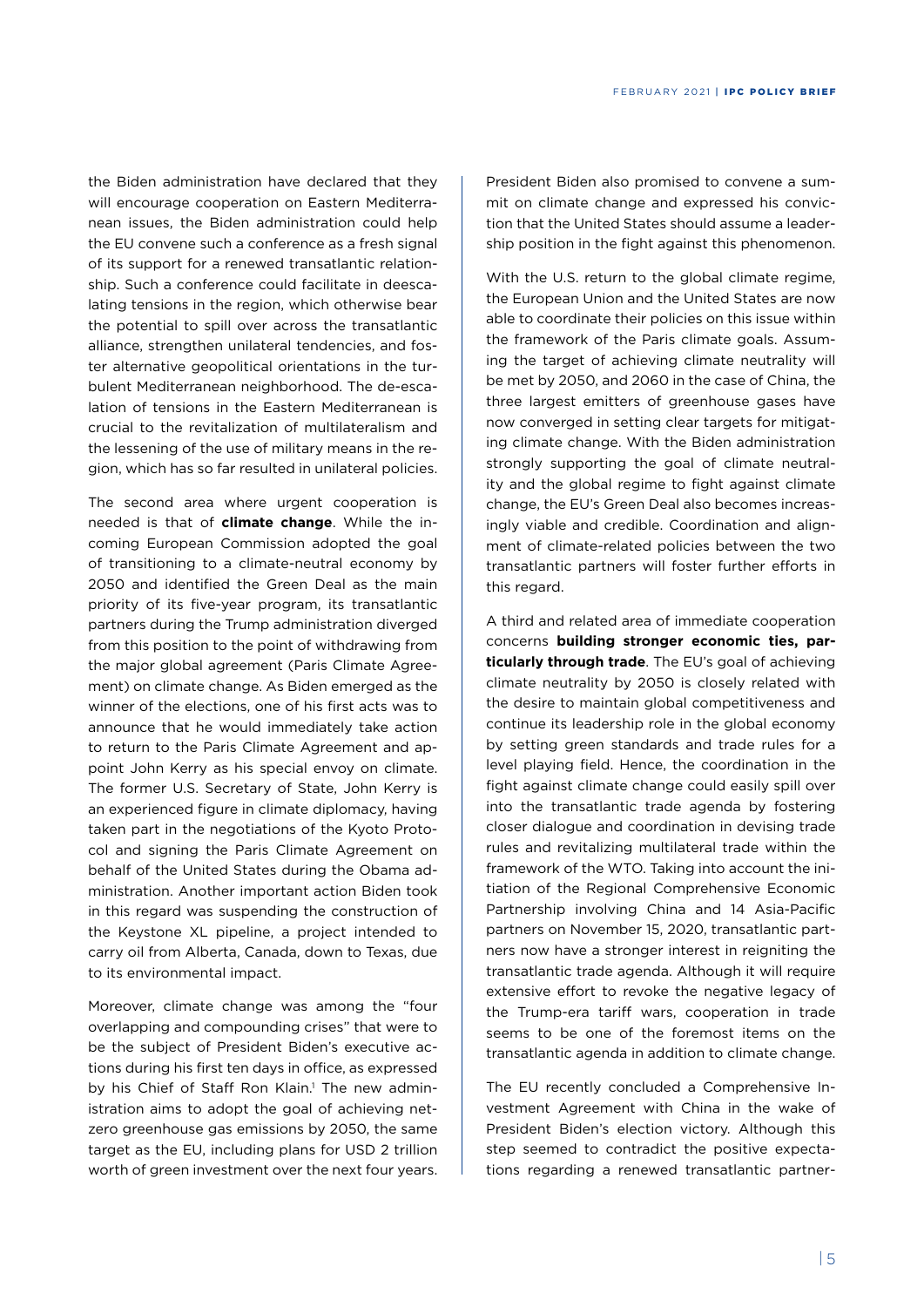the Biden administration have declared that they will encourage cooperation on Eastern Mediterranean issues, the Biden administration could help the EU convene such a conference as a fresh signal of its support for a renewed transatlantic relationship. Such a conference could facilitate in deescalating tensions in the region, which otherwise bear the potential to spill over across the transatlantic alliance, strengthen unilateral tendencies, and foster alternative geopolitical orientations in the turbulent Mediterranean neighborhood. The de-escalation of tensions in the Eastern Mediterranean is crucial to the revitalization of multilateralism and the lessening of the use of military means in the region, which has so far resulted in unilateral policies.

The second area where urgent cooperation is needed is that of **climate change**. While the incoming European Commission adopted the goal of transitioning to a climate-neutral economy by 2050 and identified the Green Deal as the main priority of its five-year program, its transatlantic partners during the Trump administration diverged from this position to the point of withdrawing from the major global agreement (Paris Climate Agreement) on climate change. As Biden emerged as the winner of the elections, one of his first acts was to announce that he would immediately take action to return to the Paris Climate Agreement and appoint John Kerry as his special envoy on climate. The former U.S. Secretary of State, John Kerry is an experienced figure in climate diplomacy, having taken part in the negotiations of the Kyoto Protocol and signing the Paris Climate Agreement on behalf of the United States during the Obama administration. Another important action Biden took in this regard was suspending the construction of the Keystone XL pipeline, a project intended to carry oil from Alberta, Canada, down to Texas, due to its environmental impact.

Moreover, climate change was among the "four overlapping and compounding crises" that were to be the subject of President Biden's executive actions during his first ten days in office, as expressed by his Chief of Staff Ron Klain.[1] The new administration aims to adopt the goal of achieving net-zero greenhouse gas emissions by 2050, the same target as the EU, including plans for USD 2 trillion worth of green investment over the next four years. President Biden also promised to convene a summit on climate change and expressed his conviction that the United States should assume a leadership position in the fight against this phenomenon.

With the U.S. return to the global climate regime, the European Union and the United States are now able to coordinate their policies on this issue within the framework of the Paris climate goals. Assuming the target of achieving climate neutrality will be met by 2050, and 2060 in the case of China, the three largest emitters of greenhouse gases have now converged in setting clear targets for mitigating climate change. With the Biden administration strongly supporting the goal of climate neutrality and the global regime to fight against climate change, the EU's Green Deal also becomes increasingly viable and credible. Coordination and alignment of climate-related policies between the two transatlantic partners will foster further efforts in this regard.

A third and related area of immediate cooperation concerns **building stronger economic ties, particularly through trade**. The EU's goal of achieving climate neutrality by 2050 is closely related with the desire to maintain global competitiveness and continue its leadership role in the global economy by setting green standards and trade rules for a level playing field. Hence, the coordination in the fight against climate change could easily spill over into the transatlantic trade agenda by fostering closer dialogue and coordination in devising trade rules and revitalizing multilateral trade within the framework of the WTO. Taking into account the initiation of the Regional Comprehensive Economic Partnership involving China and 14 Asia-Pacific partners on November 15, 2020, transatlantic partners now have a stronger interest in reigniting the transatlantic trade agenda. Although it will require extensive effort to revoke the negative legacy of the Trump-era tariff wars, cooperation in trade seems to be one of the foremost items on the transatlantic agenda in addition to climate change.

The EU recently concluded a Comprehensive Investment Agreement with China in the wake of President Biden's election victory. Although this step seemed to contradict the positive expectations regarding a renewed transatlantic partner-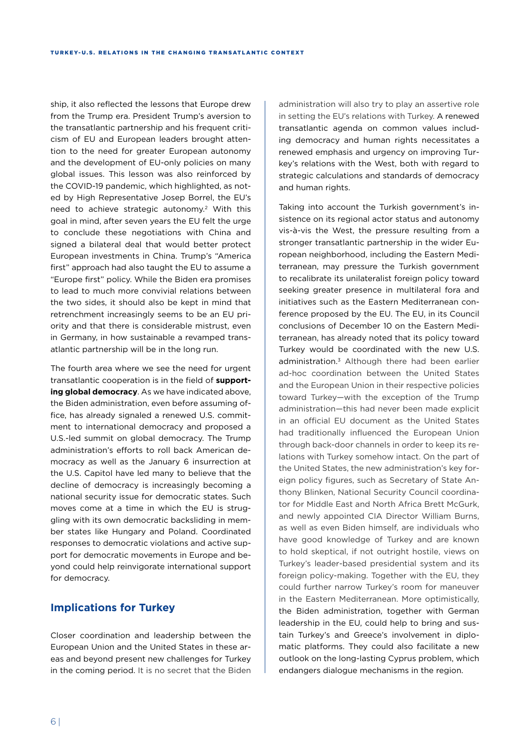ship, it also reflected the lessons that Europe drew from the Trump era. President Trump's aversion to the transatlantic partnership and his frequent criticism of EU and European leaders brought attention to the need for greater European autonomy and the development of EU-only policies on many global issues. This lesson was also reinforced by the COVID-19 pandemic, which highlighted, as noted by High Representative Josep Borrel, the EU's need to achieve strategic autonomy.[2] With this goal in mind, after seven years the EU felt the urge to conclude these negotiations with China and signed a bilateral deal that would better protect European investments in China. Trump's "America first" approach had also taught the EU to assume a "Europe first" policy. While the Biden era promises to lead to much more convivial relations between the two sides, it should also be kept in mind that retrenchment increasingly seems to be an EU priority and that there is considerable mistrust, even in Germany, in how sustainable a revamped transatlantic partnership will be in the long run.

The fourth area where we see the need for urgent transatlantic cooperation is in the field of **supporting global democracy**. As we have indicated above, the Biden administration, even before assuming office, has already signaled a renewed U.S. commitment to international democracy and proposed a U.S.-led summit on global democracy. The Trump administration's efforts to roll back American democracy as well as the January 6 insurrection at the U.S. Capitol have led many to believe that the decline of democracy is increasingly becoming a national security issue for democratic states. Such moves come at a time in which the EU is struggling with its own democratic backsliding in member states like Hungary and Poland. Coordinated responses to democratic violations and active support for democratic movements in Europe and beyond could help reinvigorate international support for democracy.

## Implications for Turkey

Closer coordination and leadership between the European Union and the United States in these areas and beyond present new challenges for Turkey in the coming period. It is no secret that the Biden administration will also try to play an assertive role in setting the EU's relations with Turkey. A renewed transatlantic agenda on common values including democracy and human rights necessitates a renewed emphasis and urgency on improving Turkey's relations with the West, both with regard to strategic calculations and standards of democracy and human rights.

Taking into account the Turkish government's insistence on its regional actor status and autonomy vis-à-vis the West, the pressure resulting from a stronger transatlantic partnership in the wider European neighborhood, including the Eastern Mediterranean, may pressure the Turkish government to recalibrate its unilateralist foreign policy toward seeking greater presence in multilateral fora and initiatives such as the Eastern Mediterranean conference proposed by the EU. The EU, in its Council conclusions of December 10 on the Eastern Mediterranean, has already noted that its policy toward Turkey would be coordinated with the new U.S. administration.[3] Although there had been earlier ad-hoc coordination between the United States and the European Union in their respective policies toward Turkey—with the exception of the Trump administration—this had never been made explicit in an official EU document as the United States had traditionally influenced the European Union through back-door channels in order to keep its relations with Turkey somehow intact. On the part of the United States, the new administration's key foreign policy figures, such as Secretary of State Anthony Blinken, National Security Council coordinator for Middle East and North Africa Brett McGurk, and newly appointed CIA Director William Burns, as well as even Biden himself, are individuals who have good knowledge of Turkey and are known to hold skeptical, if not outright hostile, views on Turkey's leader-based presidential system and its foreign policy-making. Together with the EU, they could further narrow Turkey's room for maneuver in the Eastern Mediterranean. More optimistically, the Biden administration, together with German leadership in the EU, could help to bring and sustain Turkey's and Greece's involvement in diplomatic platforms. They could also facilitate a new outlook on the long-lasting Cyprus problem, which endangers dialogue mechanisms in the region.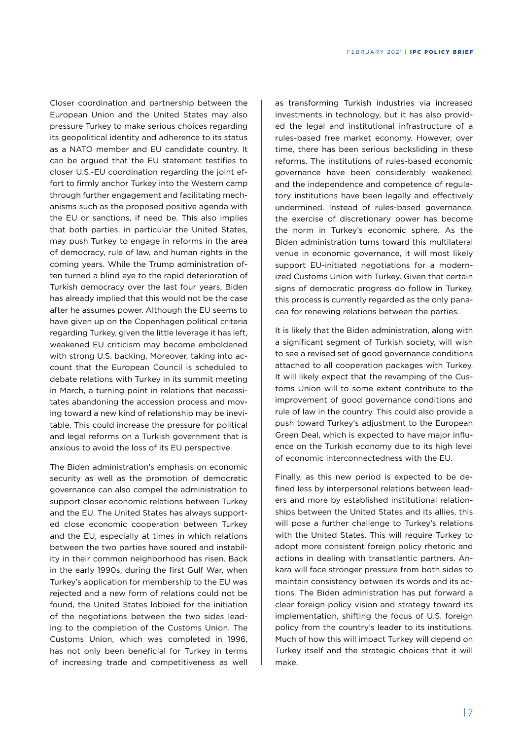Closer coordination and partnership between the European Union and the United States may also pressure Turkey to make serious choices regarding its geopolitical identity and adherence to its status as a NATO member and EU candidate country. It can be argued that the EU statement testifies to closer U.S.-EU coordination regarding the joint effort to firmly anchor Turkey into the Western camp through further engagement and facilitating mechanisms such as the proposed positive agenda with the EU or sanctions, if need be. This also implies that both parties, in particular the United States, may push Turkey to engage in reforms in the area of democracy, rule of law, and human rights in the coming years. While the Trump administration often turned a blind eye to the rapid deterioration of Turkish democracy over the last four years, Biden has already implied that this would not be the case after he assumes power. Although the EU seems to have given up on the Copenhagen political criteria regarding Turkey, given the little leverage it has left, weakened EU criticism may become emboldened with strong U.S. backing. Moreover, taking into account that the European Council is scheduled to debate relations with Turkey in its summit meeting in March, a turning point in relations that necessitates abandoning the accession process and moving toward a new kind of relationship may be inevitable. This could increase the pressure for political and legal reforms on a Turkish government that is anxious to avoid the loss of its EU perspective.

The Biden administration's emphasis on economic security as well as the promotion of democratic governance can also compel the administration to support closer economic relations between Turkey and the EU. The United States has always supported close economic cooperation between Turkey and the EU, especially at times in which relations between the two parties have soured and instability in their common neighborhood has risen. Back in the early 1990s, during the first Gulf War, when Turkey's application for membership to the EU was rejected and a new form of relations could not be found, the United States lobbied for the initiation of the negotiations between the two sides leading to the completion of the Customs Union. The Customs Union, which was completed in 1996, has not only been beneficial for Turkey in terms of increasing trade and competitiveness as well as transforming Turkish industries via increased investments in technology, but it has also provided the legal and institutional infrastructure of a rules-based free market economy. However, over time, there has been serious backsliding in these reforms. The institutions of rules-based economic governance have been considerably weakened, and the independence and competence of regulatory institutions have been legally and effectively undermined. Instead of rules-based governance, the exercise of discretionary power has become the norm in Turkey's economic sphere. As the Biden administration turns toward this multilateral venue in economic governance, it will most likely support EU-initiated negotiations for a modernized Customs Union with Turkey. Given that certain signs of democratic progress do follow in Turkey, this process is currently regarded as the only panacea for renewing relations between the parties.

It is likely that the Biden administration, along with a significant segment of Turkish society, will wish to see a revised set of good governance conditions attached to all cooperation packages with Turkey. It will likely expect that the revamping of the Customs Union will to some extent contribute to the improvement of good governance conditions and rule of law in the country. This could also provide a push toward Turkey's adjustment to the European Green Deal, which is expected to have major influence on the Turkish economy due to its high level of economic interconnectedness with the EU.

Finally, as this new period is expected to be defined less by interpersonal relations between leaders and more by established institutional relationships between the United States and its allies, this will pose a further challenge to Turkey's relations with the United States. This will require Turkey to adopt more consistent foreign policy rhetoric and actions in dealing with transatlantic partners. Ankara will face stronger pressure from both sides to maintain consistency between its words and its actions. The Biden administration has put forward a clear foreign policy vision and strategy toward its implementation, shifting the focus of U.S. foreign policy from the country's leader to its institutions. Much of how this will impact Turkey will depend on Turkey itself and the strategic choices that it will make.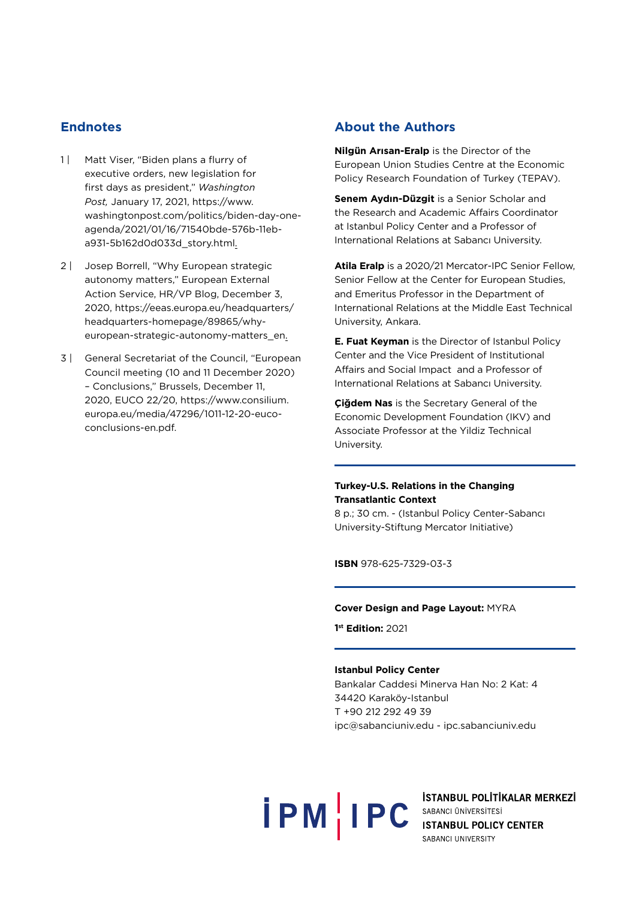## Endnotes

1 | Matt Viser, "Biden plans a flurry of executive orders, new legislation for first days as president," *Washington Post,* January 17, 2021, https://www.washingtonpost.com/politics/biden-day-one-agenda/2021/01/16/71540bde-576b-11eb-a931-5b162d0d033d_story.html.

2 | Josep Borrell, "Why European strategic autonomy matters," European External Action Service, HR/VP Blog, December 3, 2020, https://eeas.europa.eu/headquarters/headquarters-homepage/89865/why-european-strategic-autonomy-matters_en.

3 | General Secretariat of the Council, "European Council meeting (10 and 11 December 2020) – Conclusions," Brussels, December 11, 2020, EUCO 22/20, https://www.consilium.europa.eu/media/47296/1011-12-20-euco-conclusions-en.pdf.

## About the Authors

**Nilgün Arısan-Eralp** is the Director of the European Union Studies Centre at the Economic Policy Research Foundation of Turkey (TEPAV).

**Senem Aydın-Düzgit** is a Senior Scholar and the Research and Academic Affairs Coordinator at Istanbul Policy Center and a Professor of International Relations at Sabancı University.

**Atila Eralp** is a 2020/21 Mercator-IPC Senior Fellow, Senior Fellow at the Center for European Studies, and Emeritus Professor in the Department of International Relations at the Middle East Technical University, Ankara.

**E. Fuat Keyman** is the Director of Istanbul Policy Center and the Vice President of Institutional Affairs and Social Impact and a Professor of International Relations at Sabancı University.

**Çiğdem Nas** is the Secretary General of the Economic Development Foundation (IKV) and Associate Professor at the Yildiz Technical University.

---

**Turkey-U.S. Relations in the Changing Transatlantic Context**
8 p.; 30 cm. - (Istanbul Policy Center-Sabancı University-Stiftung Mercator Initiative)

**ISBN** 978-625-7329-03-3

---

**Cover Design and Page Layout:** MYRA

**1st Edition:** 2021

---

**Istanbul Policy Center**
Bankalar Caddesi Minerva Han No: 2 Kat: 4
34420 Karaköy-Istanbul
T +90 212 292 49 39
ipc@sabanciuniv.edu - ipc.sabanciuniv.edu

İPM | IPC İSTANBUL POLİTİKALAR MERKEZİ SABANCI ÜNİVERSİTESİ ISTANBUL POLICY CENTER SABANCI UNIVERSITY